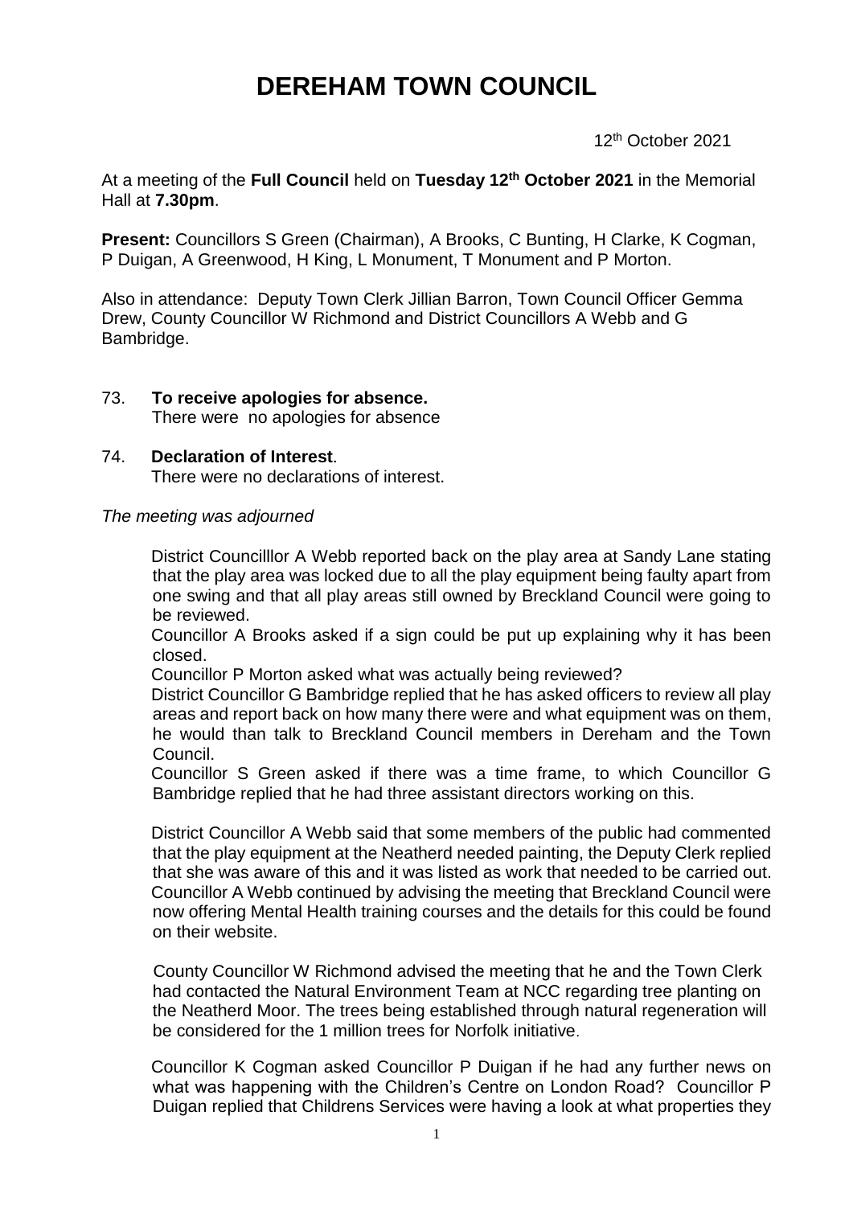# DEREHAM TOWN COUNCIL

12th October 2021

At a meeting of the **Full Council** held on **Tuesday 12th October 2021** in the Memorial Hall at **7.30pm**.

**Present:** Councillors S Green (Chairman), A Brooks, C Bunting, H Clarke, K Cogman, P Duigan, A Greenwood, H King, L Monument, T Monument and P Morton.

Also in attendance: Deputy Town Clerk Jillian Barron, Town Council Officer Gemma Drew, County Councillor W Richmond and District Councillors A Webb and G Bambridge.

73. **To receive apologies for absence.**
    There were no apologies for absence

74. **Declaration of Interest**.
    There were no declarations of interest.

*The meeting was adjourned*

District Councilllor A Webb reported back on the play area at Sandy Lane stating that the play area was locked due to all the play equipment being faulty apart from one swing and that all play areas still owned by Breckland Council were going to be reviewed.

Councillor A Brooks asked if a sign could be put up explaining why it has been closed.

Councillor P Morton asked what was actually being reviewed?

District Councillor G Bambridge replied that he has asked officers to review all play areas and report back on how many there were and what equipment was on them, he would than talk to Breckland Council members in Dereham and the Town Council.

Councillor S Green asked if there was a time frame, to which Councillor G Bambridge replied that he had three assistant directors working on this.

District Councillor A Webb said that some members of the public had commented that the play equipment at the Neatherd needed painting, the Deputy Clerk replied that she was aware of this and it was listed as work that needed to be carried out. Councillor A Webb continued by advising the meeting that Breckland Council were now offering Mental Health training courses and the details for this could be found on their website.

County Councillor W Richmond advised the meeting that he and the Town Clerk had contacted the Natural Environment Team at NCC regarding tree planting on the Neatherd Moor. The trees being established through natural regeneration will be considered for the 1 million trees for Norfolk initiative.

Councillor K Cogman asked Councillor P Duigan if he had any further news on what was happening with the Children's Centre on London Road? Councillor P Duigan replied that Childrens Services were having a look at what properties they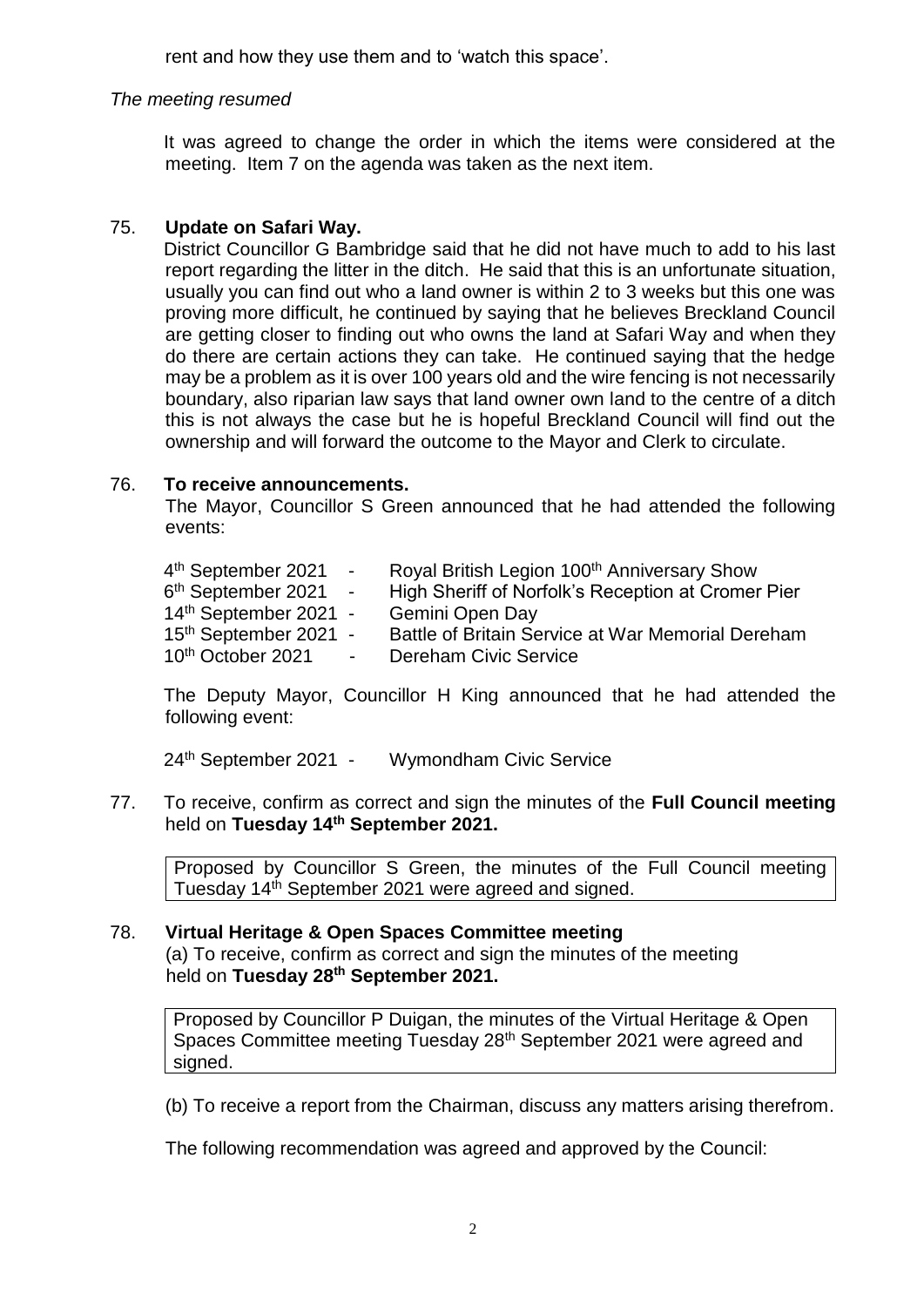rent and how they use them and to 'watch this space'.

*The meeting resumed*

It was agreed to change the order in which the items were considered at the meeting. Item 7 on the agenda was taken as the next item.

75. **Update on Safari Way.**

District Councillor G Bambridge said that he did not have much to add to his last report regarding the litter in the ditch. He said that this is an unfortunate situation, usually you can find out who a land owner is within 2 to 3 weeks but this one was proving more difficult, he continued by saying that he believes Breckland Council are getting closer to finding out who owns the land at Safari Way and when they do there are certain actions they can take. He continued saying that the hedge may be a problem as it is over 100 years old and the wire fencing is not necessarily boundary, also riparian law says that land owner own land to the centre of a ditch this is not always the case but he is hopeful Breckland Council will find out the ownership and will forward the outcome to the Mayor and Clerk to circulate.

76. **To receive announcements.**

The Mayor, Councillor S Green announced that he had attended the following events:

| | | |
|---|---|---|
| 4th September 2021 | - | Royal British Legion 100th Anniversary Show |
| 6th September 2021 | - | High Sheriff of Norfolk's Reception at Cromer Pier |
| 14th September 2021 | - | Gemini Open Day |
| 15th September 2021 | - | Battle of Britain Service at War Memorial Dereham |
| 10th October 2021 | - | Dereham Civic Service |

The Deputy Mayor, Councillor H King announced that he had attended the following event:

24th September 2021 - Wymondham Civic Service

77. To receive, confirm as correct and sign the minutes of the **Full Council meeting** held on **Tuesday 14th September 2021.**

> Proposed by Councillor S Green, the minutes of the Full Council meeting Tuesday 14th September 2021 were agreed and signed.

78. **Virtual Heritage & Open Spaces Committee meeting**

(a) To receive, confirm as correct and sign the minutes of the meeting held on **Tuesday 28th September 2021.**

> Proposed by Councillor P Duigan, the minutes of the Virtual Heritage & Open Spaces Committee meeting Tuesday 28th September 2021 were agreed and signed.

(b) To receive a report from the Chairman, discuss any matters arising therefrom.

The following recommendation was agreed and approved by the Council: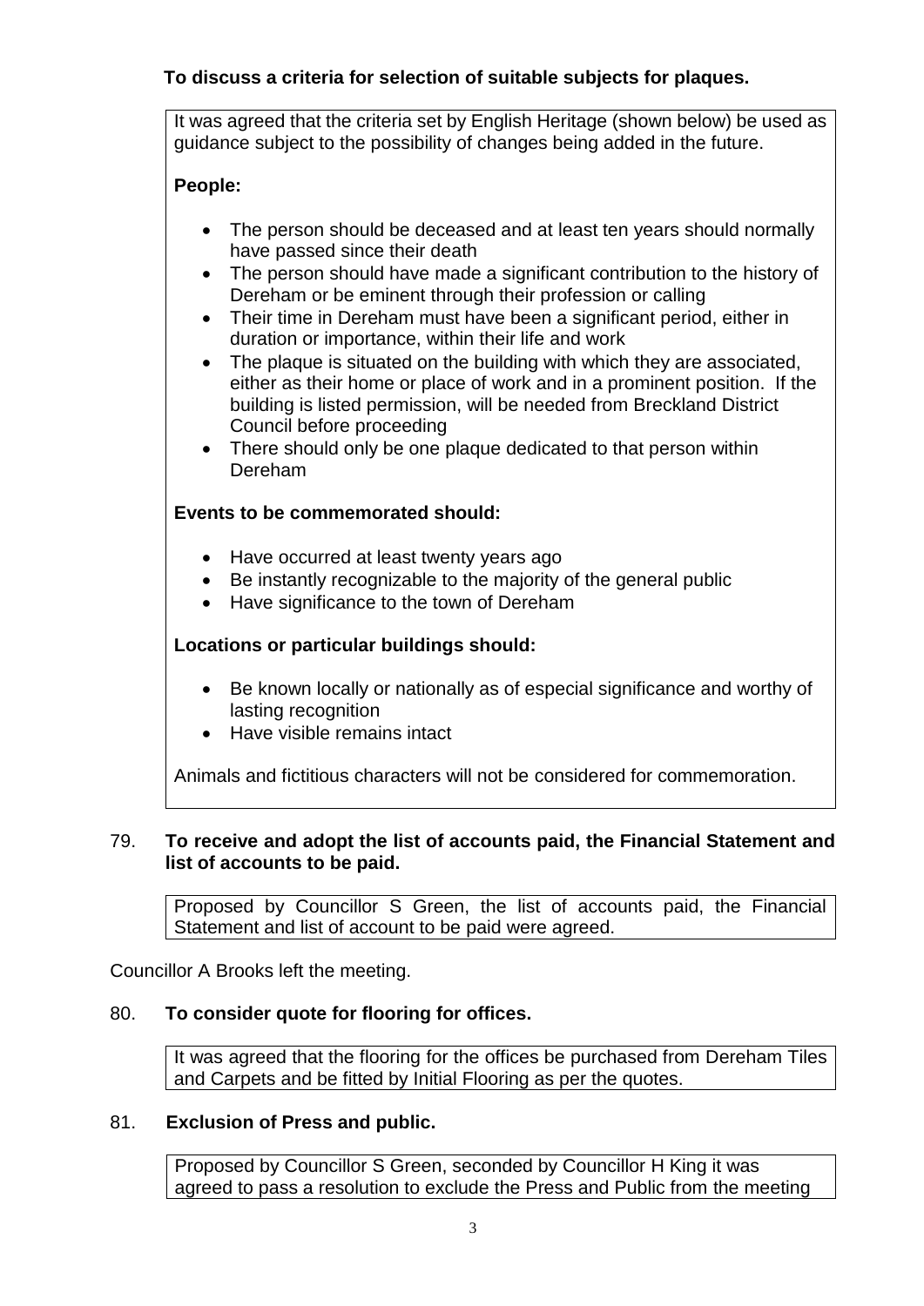**To discuss a criteria for selection of suitable subjects for plaques.**

It was agreed that the criteria set by English Heritage (shown below) be used as guidance subject to the possibility of changes being added in the future.

**People:**

- The person should be deceased and at least ten years should normally have passed since their death
- The person should have made a significant contribution to the history of Dereham or be eminent through their profession or calling
- Their time in Dereham must have been a significant period, either in duration or importance, within their life and work
- The plaque is situated on the building with which they are associated, either as their home or place of work and in a prominent position. If the building is listed permission, will be needed from Breckland District Council before proceeding
- There should only be one plaque dedicated to that person within Dereham

**Events to be commemorated should:**

- Have occurred at least twenty years ago
- Be instantly recognizable to the majority of the general public
- Have significance to the town of Dereham

**Locations or particular buildings should:**

- Be known locally or nationally as of especial significance and worthy of lasting recognition
- Have visible remains intact

Animals and fictitious characters will not be considered for commemoration.

79. **To receive and adopt the list of accounts paid, the Financial Statement and list of accounts to be paid.**

Proposed by Councillor S Green, the list of accounts paid, the Financial Statement and list of account to be paid were agreed.

Councillor A Brooks left the meeting.

80. **To consider quote for flooring for offices.**

It was agreed that the flooring for the offices be purchased from Dereham Tiles and Carpets and be fitted by Initial Flooring as per the quotes.

81. **Exclusion of Press and public.**

Proposed by Councillor S Green, seconded by Councillor H King it was agreed to pass a resolution to exclude the Press and Public from the meeting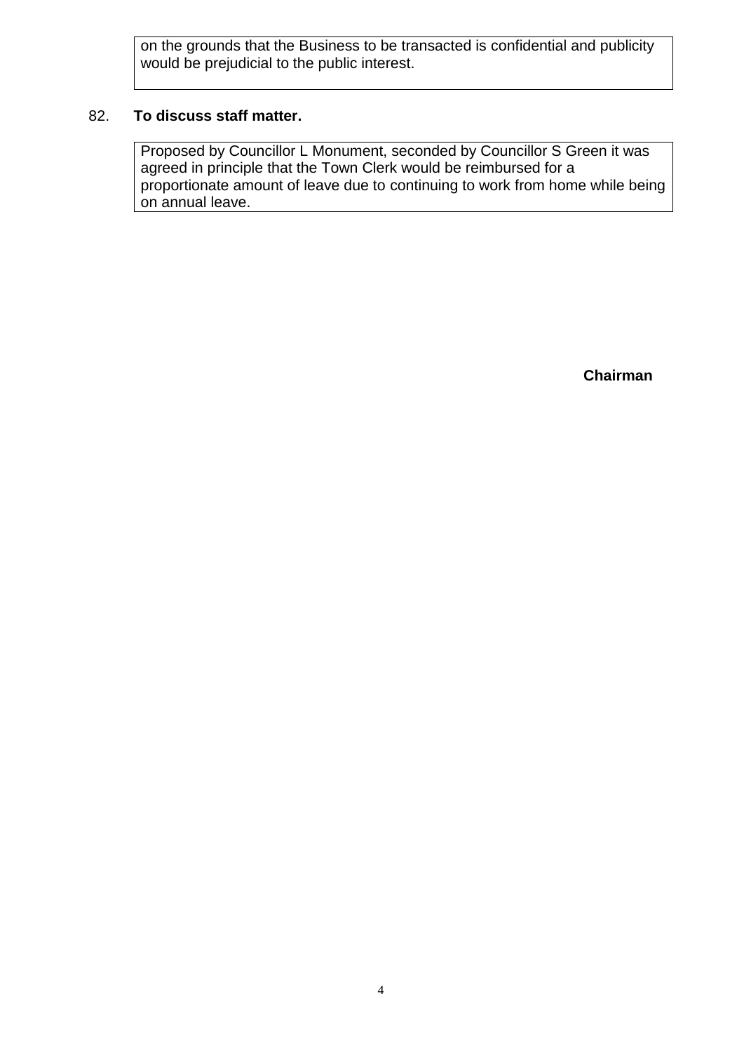on the grounds that the Business to be transacted is confidential and publicity would be prejudicial to the public interest.

82. **To discuss staff matter.**

Proposed by Councillor L Monument, seconded by Councillor S Green it was agreed in principle that the Town Clerk would be reimbursed for a proportionate amount of leave due to continuing to work from home while being on annual leave.

**Chairman**